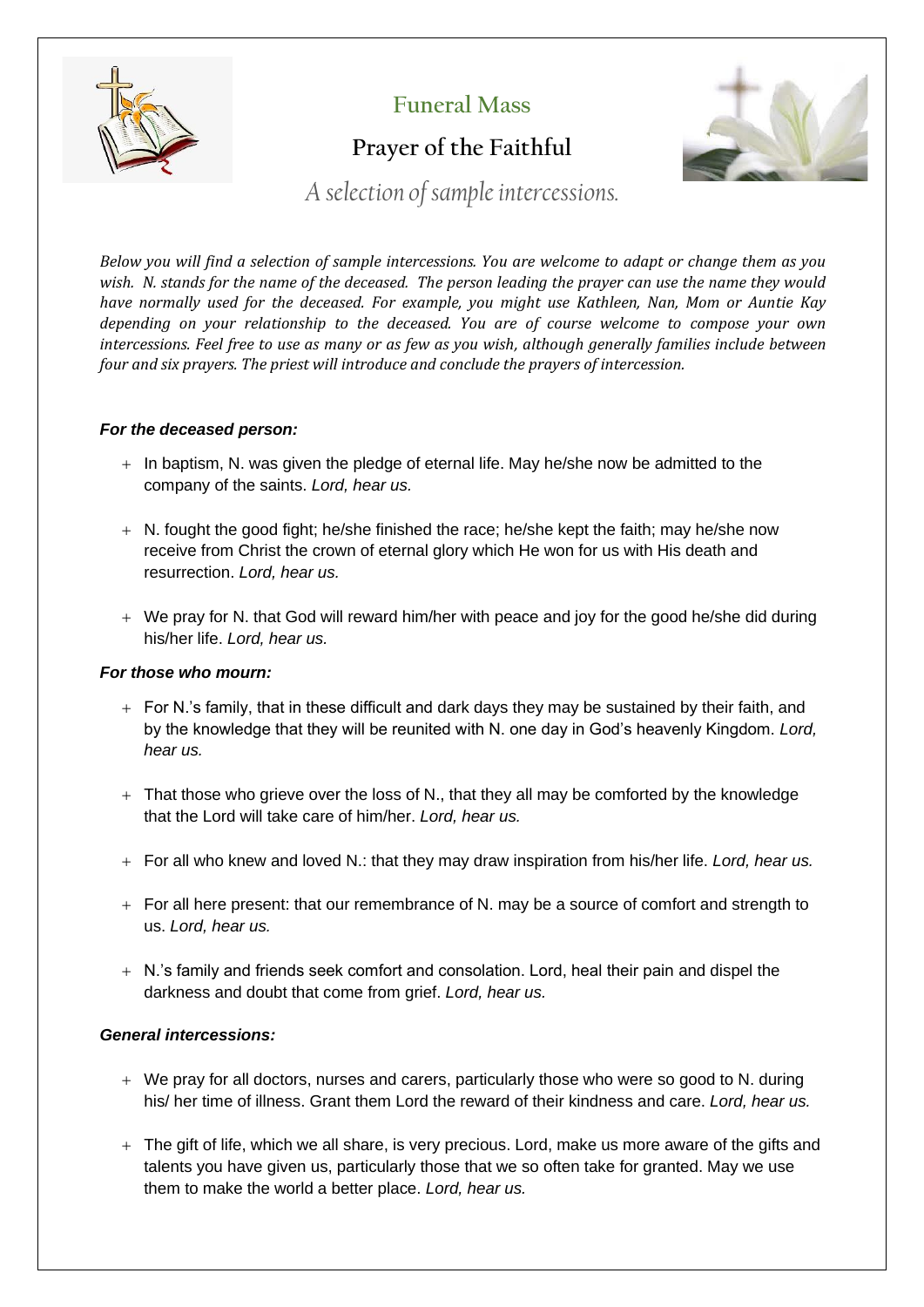# Funeral Mass

## Prayer of the Faithful

*A selection of sample intercessions.*

*Below you will find a selection of sample intercessions. You are welcome to adapt or change them as you wish. N. stands for the name of the deceased. The person leading the prayer can use the name they would have normally used for the deceased. For example, you might use Kathleen, Nan, Mom or Auntie Kay depending on your relationship to the deceased. You are of course welcome to compose your own intercessions. Feel free to use as many or as few as you wish, although generally families include between four and six prayers. The priest will introduce and conclude the prayers of intercession.*

***For the deceased person:***

- In baptism, N. was given the pledge of eternal life. May he/she now be admitted to the company of the saints. *Lord, hear us.*
- N. fought the good fight; he/she finished the race; he/she kept the faith; may he/she now receive from Christ the crown of eternal glory which He won for us with His death and resurrection. *Lord, hear us.*
- We pray for N. that God will reward him/her with peace and joy for the good he/she did during his/her life. *Lord, hear us.*

***For those who mourn:***

- For N.'s family, that in these difficult and dark days they may be sustained by their faith, and by the knowledge that they will be reunited with N. one day in God's heavenly Kingdom. *Lord, hear us.*
- That those who grieve over the loss of N., that they all may be comforted by the knowledge that the Lord will take care of him/her. *Lord, hear us.*
- For all who knew and loved N.: that they may draw inspiration from his/her life. *Lord, hear us.*
- For all here present: that our remembrance of N. may be a source of comfort and strength to us. *Lord, hear us.*
- N.'s family and friends seek comfort and consolation. Lord, heal their pain and dispel the darkness and doubt that come from grief. *Lord, hear us.*

***General intercessions:***

- We pray for all doctors, nurses and carers, particularly those who were so good to N. during his/ her time of illness. Grant them Lord the reward of their kindness and care. *Lord, hear us.*
- The gift of life, which we all share, is very precious. Lord, make us more aware of the gifts and talents you have given us, particularly those that we so often take for granted. May we use them to make the world a better place. *Lord, hear us.*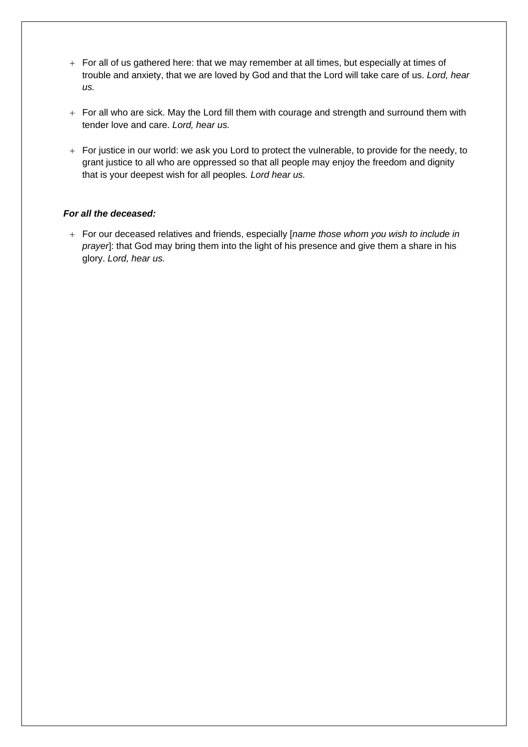- For all of us gathered here: that we may remember at all times, but especially at times of trouble and anxiety, that we are loved by God and that the Lord will take care of us. *Lord, hear us.*

- For all who are sick. May the Lord fill them with courage and strength and surround them with tender love and care. *Lord, hear us.*

- For justice in our world: we ask you Lord to protect the vulnerable, to provide for the needy, to grant justice to all who are oppressed so that all people may enjoy the freedom and dignity that is your deepest wish for all peoples*.* *Lord hear us.*

***For all the deceased:***

- For our deceased relatives and friends, especially [*name those whom you wish to include in prayer*]: that God may bring them into the light of his presence and give them a share in his glory. *Lord, hear us.*